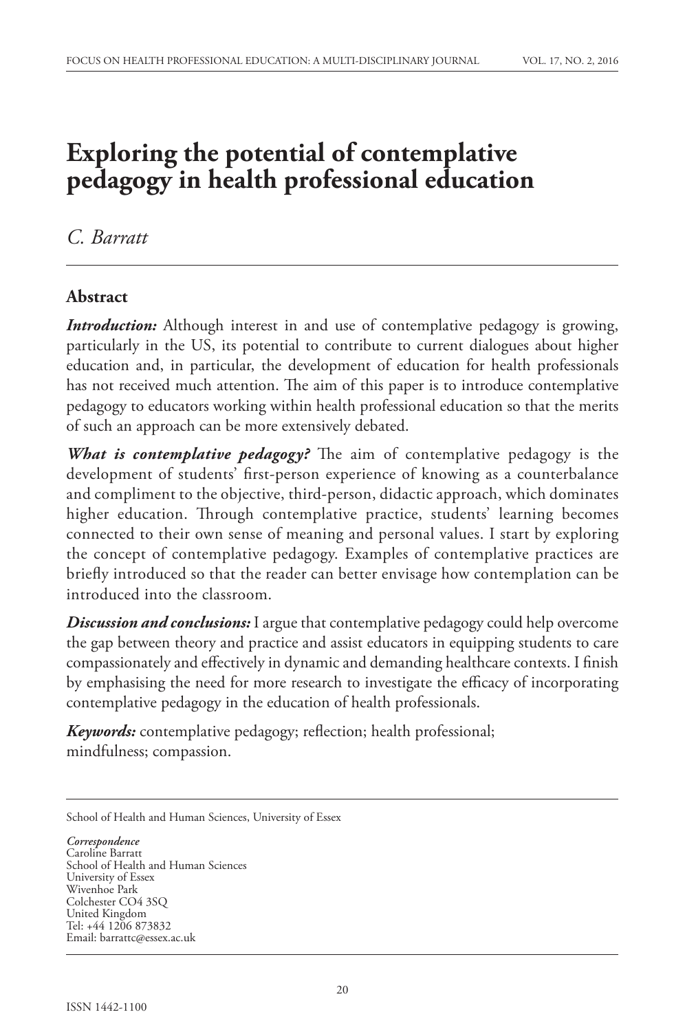# Exploring the potential of contemplative pedagogy in health professional education

*C. Barratt*

## Abstract

***Introduction:*** Although interest in and use of contemplative pedagogy is growing, particularly in the US, its potential to contribute to current dialogues about higher education and, in particular, the development of education for health professionals has not received much attention. The aim of this paper is to introduce contemplative pedagogy to educators working within health professional education so that the merits of such an approach can be more extensively debated.

***What is contemplative pedagogy?*** The aim of contemplative pedagogy is the development of students' first-person experience of knowing as a counterbalance and compliment to the objective, third-person, didactic approach, which dominates higher education. Through contemplative practice, students' learning becomes connected to their own sense of meaning and personal values. I start by exploring the concept of contemplative pedagogy. Examples of contemplative practices are briefly introduced so that the reader can better envisage how contemplation can be introduced into the classroom.

***Discussion and conclusions:*** I argue that contemplative pedagogy could help overcome the gap between theory and practice and assist educators in equipping students to care compassionately and effectively in dynamic and demanding healthcare contexts. I finish by emphasising the need for more research to investigate the efficacy of incorporating contemplative pedagogy in the education of health professionals.

***Keywords:*** contemplative pedagogy; reflection; health professional; mindfulness; compassion.

---

School of Health and Human Sciences, University of Essex

***Correspondence***
Caroline Barratt
School of Health and Human Sciences
University of Essex
Wivenhoe Park
Colchester CO4 3SQ
United Kingdom
Tel: +44 1206 873832
Email: barrattc@essex.ac.uk

ISSN 1442-1100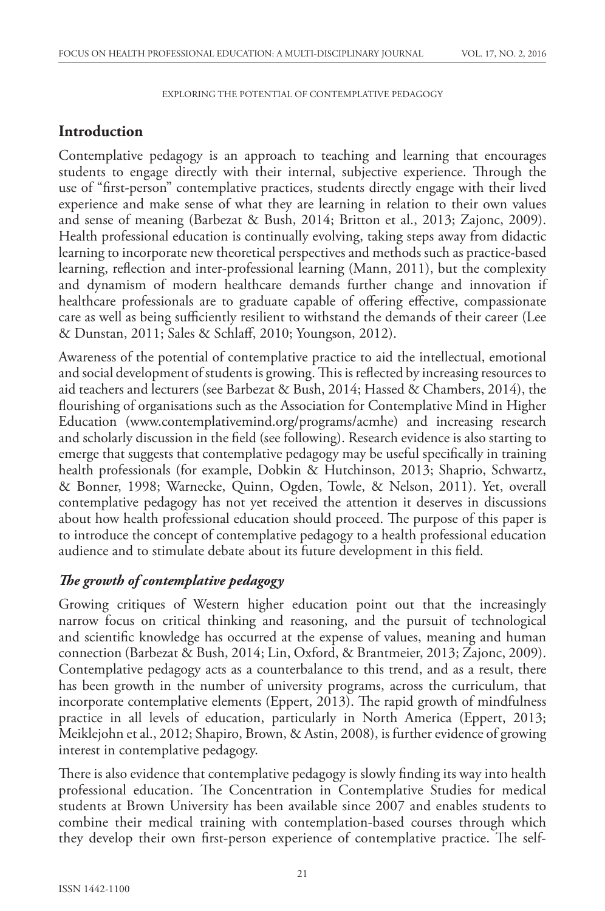## Introduction

Contemplative pedagogy is an approach to teaching and learning that encourages students to engage directly with their internal, subjective experience. Through the use of "first-person" contemplative practices, students directly engage with their lived experience and make sense of what they are learning in relation to their own values and sense of meaning (Barbezat & Bush, 2014; Britton et al., 2013; Zajonc, 2009). Health professional education is continually evolving, taking steps away from didactic learning to incorporate new theoretical perspectives and methods such as practice-based learning, reflection and inter-professional learning (Mann, 2011), but the complexity and dynamism of modern healthcare demands further change and innovation if healthcare professionals are to graduate capable of offering effective, compassionate care as well as being sufficiently resilient to withstand the demands of their career (Lee & Dunstan, 2011; Sales & Schlaff, 2010; Youngson, 2012).

Awareness of the potential of contemplative practice to aid the intellectual, emotional and social development of students is growing. This is reflected by increasing resources to aid teachers and lecturers (see Barbezat & Bush, 2014; Hassed & Chambers, 2014), the flourishing of organisations such as the Association for Contemplative Mind in Higher Education (www.contemplativemind.org/programs/acmhe) and increasing research and scholarly discussion in the field (see following). Research evidence is also starting to emerge that suggests that contemplative pedagogy may be useful specifically in training health professionals (for example, Dobkin & Hutchinson, 2013; Shaprio, Schwartz, & Bonner, 1998; Warnecke, Quinn, Ogden, Towle, & Nelson, 2011). Yet, overall contemplative pedagogy has not yet received the attention it deserves in discussions about how health professional education should proceed. The purpose of this paper is to introduce the concept of contemplative pedagogy to a health professional education audience and to stimulate debate about its future development in this field.

### *The growth of contemplative pedagogy*

Growing critiques of Western higher education point out that the increasingly narrow focus on critical thinking and reasoning, and the pursuit of technological and scientific knowledge has occurred at the expense of values, meaning and human connection (Barbezat & Bush, 2014; Lin, Oxford, & Brantmeier, 2013; Zajonc, 2009). Contemplative pedagogy acts as a counterbalance to this trend, and as a result, there has been growth in the number of university programs, across the curriculum, that incorporate contemplative elements (Eppert, 2013). The rapid growth of mindfulness practice in all levels of education, particularly in North America (Eppert, 2013; Meiklejohn et al., 2012; Shapiro, Brown, & Astin, 2008), is further evidence of growing interest in contemplative pedagogy.

There is also evidence that contemplative pedagogy is slowly finding its way into health professional education. The Concentration in Contemplative Studies for medical students at Brown University has been available since 2007 and enables students to combine their medical training with contemplation-based courses through which they develop their own first-person experience of contemplative practice. The self-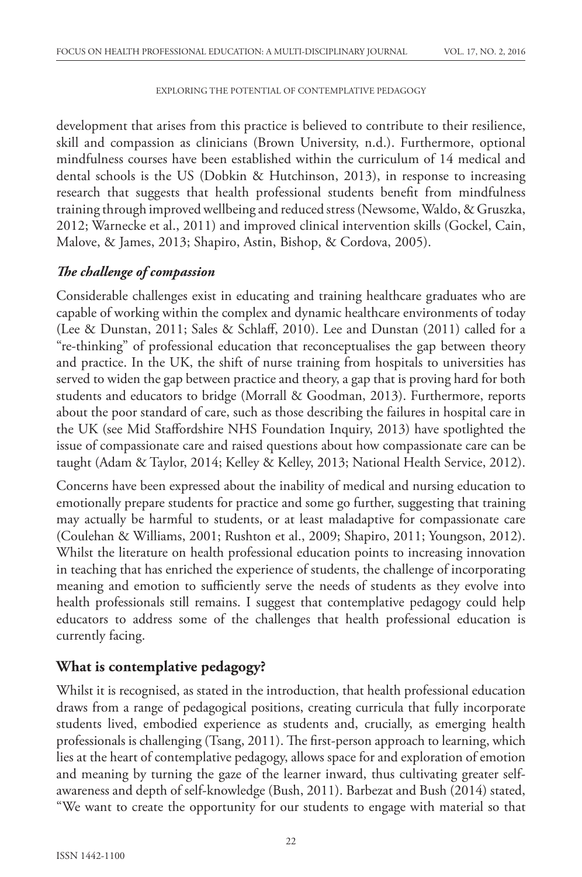development that arises from this practice is believed to contribute to their resilience, skill and compassion as clinicians (Brown University, n.d.). Furthermore, optional mindfulness courses have been established within the curriculum of 14 medical and dental schools is the US (Dobkin & Hutchinson, 2013), in response to increasing research that suggests that health professional students benefit from mindfulness training through improved wellbeing and reduced stress (Newsome, Waldo, & Gruszka, 2012; Warnecke et al., 2011) and improved clinical intervention skills (Gockel, Cain, Malove, & James, 2013; Shapiro, Astin, Bishop, & Cordova, 2005).

### *The challenge of compassion*

Considerable challenges exist in educating and training healthcare graduates who are capable of working within the complex and dynamic healthcare environments of today (Lee & Dunstan, 2011; Sales & Schlaff, 2010). Lee and Dunstan (2011) called for a "re-thinking" of professional education that reconceptualises the gap between theory and practice. In the UK, the shift of nurse training from hospitals to universities has served to widen the gap between practice and theory, a gap that is proving hard for both students and educators to bridge (Morrall & Goodman, 2013). Furthermore, reports about the poor standard of care, such as those describing the failures in hospital care in the UK (see Mid Staffordshire NHS Foundation Inquiry, 2013) have spotlighted the issue of compassionate care and raised questions about how compassionate care can be taught (Adam & Taylor, 2014; Kelley & Kelley, 2013; National Health Service, 2012).

Concerns have been expressed about the inability of medical and nursing education to emotionally prepare students for practice and some go further, suggesting that training may actually be harmful to students, or at least maladaptive for compassionate care (Coulehan & Williams, 2001; Rushton et al., 2009; Shapiro, 2011; Youngson, 2012). Whilst the literature on health professional education points to increasing innovation in teaching that has enriched the experience of students, the challenge of incorporating meaning and emotion to sufficiently serve the needs of students as they evolve into health professionals still remains. I suggest that contemplative pedagogy could help educators to address some of the challenges that health professional education is currently facing.

## What is contemplative pedagogy?

Whilst it is recognised, as stated in the introduction, that health professional education draws from a range of pedagogical positions, creating curricula that fully incorporate students lived, embodied experience as students and, crucially, as emerging health professionals is challenging (Tsang, 2011). The first-person approach to learning, which lies at the heart of contemplative pedagogy, allows space for and exploration of emotion and meaning by turning the gaze of the learner inward, thus cultivating greater self-awareness and depth of self-knowledge (Bush, 2011). Barbezat and Bush (2014) stated, "We want to create the opportunity for our students to engage with material so that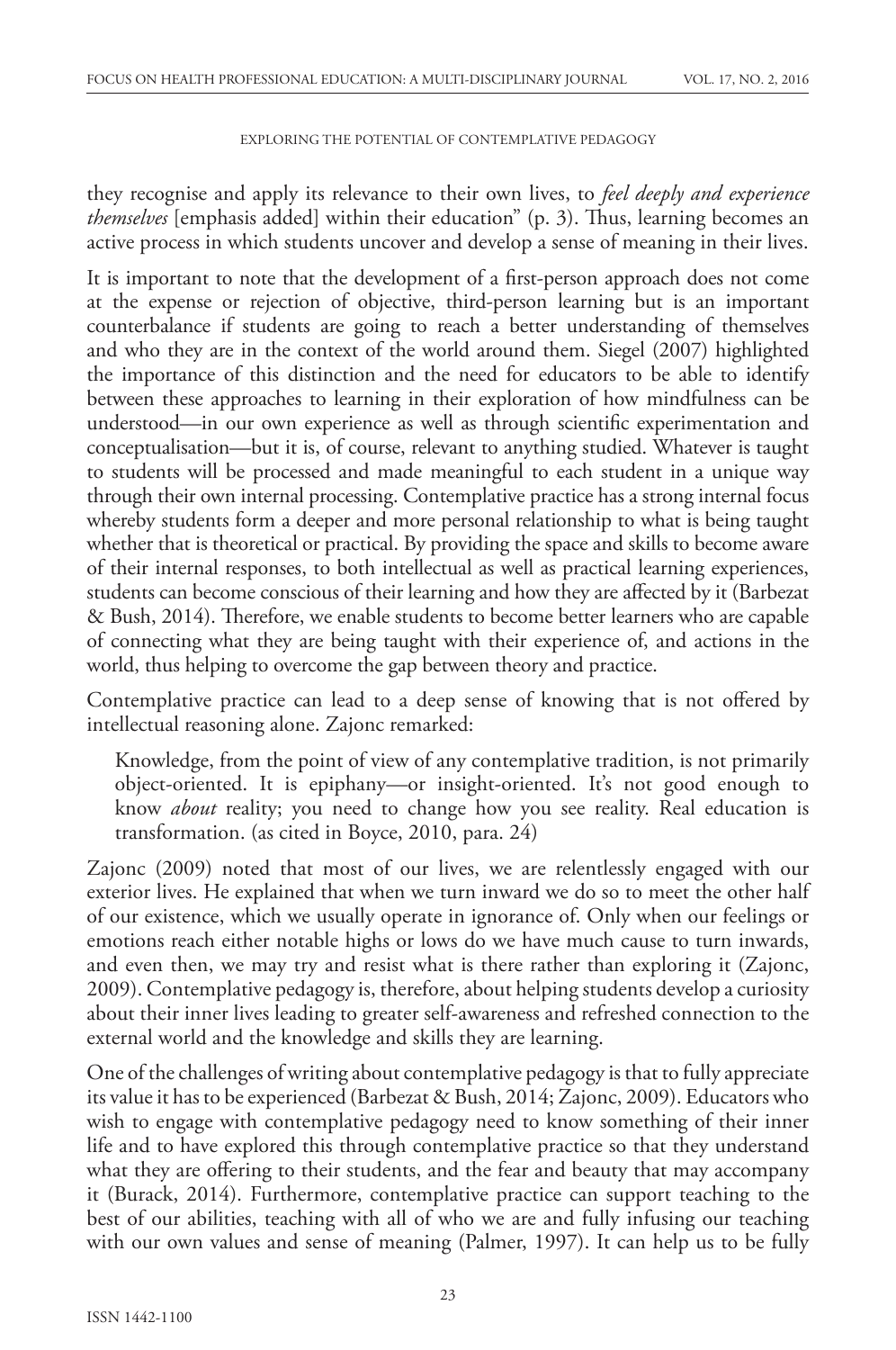they recognise and apply its relevance to their own lives, to *feel deeply and experience themselves* [emphasis added] within their education" (p. 3). Thus, learning becomes an active process in which students uncover and develop a sense of meaning in their lives.

It is important to note that the development of a first-person approach does not come at the expense or rejection of objective, third-person learning but is an important counterbalance if students are going to reach a better understanding of themselves and who they are in the context of the world around them. Siegel (2007) highlighted the importance of this distinction and the need for educators to be able to identify between these approaches to learning in their exploration of how mindfulness can be understood—in our own experience as well as through scientific experimentation and conceptualisation—but it is, of course, relevant to anything studied. Whatever is taught to students will be processed and made meaningful to each student in a unique way through their own internal processing. Contemplative practice has a strong internal focus whereby students form a deeper and more personal relationship to what is being taught whether that is theoretical or practical. By providing the space and skills to become aware of their internal responses, to both intellectual as well as practical learning experiences, students can become conscious of their learning and how they are affected by it (Barbezat & Bush, 2014). Therefore, we enable students to become better learners who are capable of connecting what they are being taught with their experience of, and actions in the world, thus helping to overcome the gap between theory and practice.

Contemplative practice can lead to a deep sense of knowing that is not offered by intellectual reasoning alone. Zajonc remarked:

> Knowledge, from the point of view of any contemplative tradition, is not primarily object-oriented. It is epiphany—or insight-oriented. It's not good enough to know *about* reality; you need to change how you see reality. Real education is transformation. (as cited in Boyce, 2010, para. 24)

Zajonc (2009) noted that most of our lives, we are relentlessly engaged with our exterior lives. He explained that when we turn inward we do so to meet the other half of our existence, which we usually operate in ignorance of. Only when our feelings or emotions reach either notable highs or lows do we have much cause to turn inwards, and even then, we may try and resist what is there rather than exploring it (Zajonc, 2009). Contemplative pedagogy is, therefore, about helping students develop a curiosity about their inner lives leading to greater self-awareness and refreshed connection to the external world and the knowledge and skills they are learning.

One of the challenges of writing about contemplative pedagogy is that to fully appreciate its value it has to be experienced (Barbezat & Bush, 2014; Zajonc, 2009). Educators who wish to engage with contemplative pedagogy need to know something of their inner life and to have explored this through contemplative practice so that they understand what they are offering to their students, and the fear and beauty that may accompany it (Burack, 2014). Furthermore, contemplative practice can support teaching to the best of our abilities, teaching with all of who we are and fully infusing our teaching with our own values and sense of meaning (Palmer, 1997). It can help us to be fully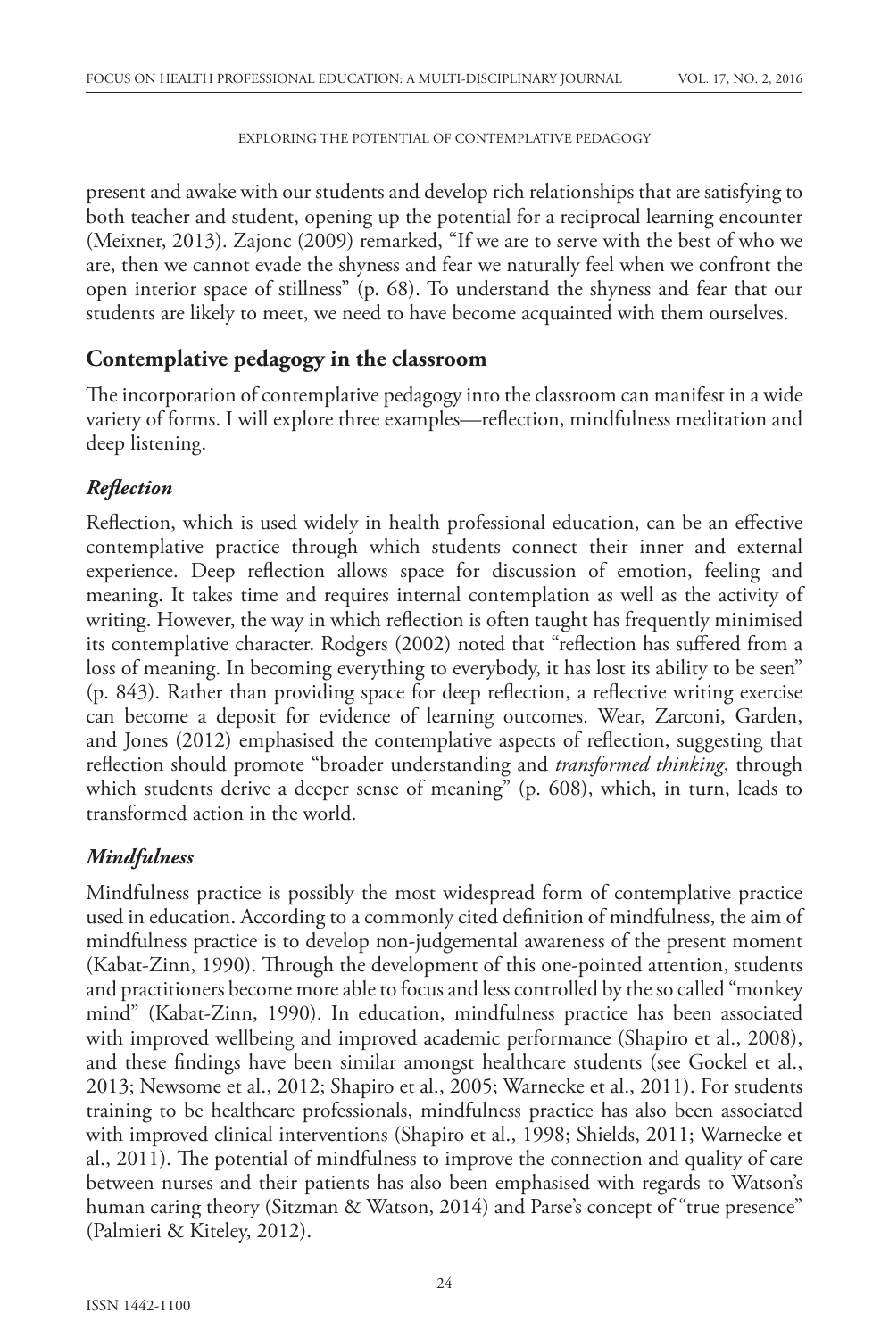present and awake with our students and develop rich relationships that are satisfying to both teacher and student, opening up the potential for a reciprocal learning encounter (Meixner, 2013). Zajonc (2009) remarked, "If we are to serve with the best of who we are, then we cannot evade the shyness and fear we naturally feel when we confront the open interior space of stillness" (p. 68). To understand the shyness and fear that our students are likely to meet, we need to have become acquainted with them ourselves.

## Contemplative pedagogy in the classroom

The incorporation of contemplative pedagogy into the classroom can manifest in a wide variety of forms. I will explore three examples—reflection, mindfulness meditation and deep listening.

### *Reflection*

Reflection, which is used widely in health professional education, can be an effective contemplative practice through which students connect their inner and external experience. Deep reflection allows space for discussion of emotion, feeling and meaning. It takes time and requires internal contemplation as well as the activity of writing. However, the way in which reflection is often taught has frequently minimised its contemplative character. Rodgers (2002) noted that "reflection has suffered from a loss of meaning. In becoming everything to everybody, it has lost its ability to be seen" (p. 843). Rather than providing space for deep reflection, a reflective writing exercise can become a deposit for evidence of learning outcomes. Wear, Zarconi, Garden, and Jones (2012) emphasised the contemplative aspects of reflection, suggesting that reflection should promote "broader understanding and *transformed thinking*, through which students derive a deeper sense of meaning" (p. 608), which, in turn, leads to transformed action in the world.

### *Mindfulness*

Mindfulness practice is possibly the most widespread form of contemplative practice used in education. According to a commonly cited definition of mindfulness, the aim of mindfulness practice is to develop non-judgemental awareness of the present moment (Kabat-Zinn, 1990). Through the development of this one-pointed attention, students and practitioners become more able to focus and less controlled by the so called "monkey mind" (Kabat-Zinn, 1990). In education, mindfulness practice has been associated with improved wellbeing and improved academic performance (Shapiro et al., 2008), and these findings have been similar amongst healthcare students (see Gockel et al., 2013; Newsome et al., 2012; Shapiro et al., 2005; Warnecke et al., 2011). For students training to be healthcare professionals, mindfulness practice has also been associated with improved clinical interventions (Shapiro et al., 1998; Shields, 2011; Warnecke et al., 2011). The potential of mindfulness to improve the connection and quality of care between nurses and their patients has also been emphasised with regards to Watson's human caring theory (Sitzman & Watson, 2014) and Parse's concept of "true presence" (Palmieri & Kiteley, 2012).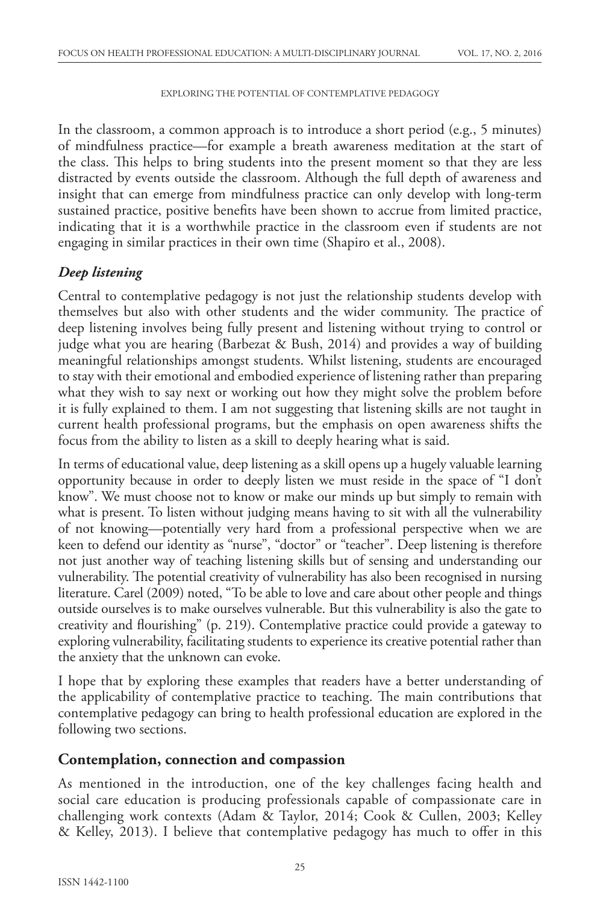In the classroom, a common approach is to introduce a short period (e.g., 5 minutes) of mindfulness practice—for example a breath awareness meditation at the start of the class. This helps to bring students into the present moment so that they are less distracted by events outside the classroom. Although the full depth of awareness and insight that can emerge from mindfulness practice can only develop with long-term sustained practice, positive benefits have been shown to accrue from limited practice, indicating that it is a worthwhile practice in the classroom even if students are not engaging in similar practices in their own time (Shapiro et al., 2008).

### *Deep listening*

Central to contemplative pedagogy is not just the relationship students develop with themselves but also with other students and the wider community. The practice of deep listening involves being fully present and listening without trying to control or judge what you are hearing (Barbezat & Bush, 2014) and provides a way of building meaningful relationships amongst students. Whilst listening, students are encouraged to stay with their emotional and embodied experience of listening rather than preparing what they wish to say next or working out how they might solve the problem before it is fully explained to them. I am not suggesting that listening skills are not taught in current health professional programs, but the emphasis on open awareness shifts the focus from the ability to listen as a skill to deeply hearing what is said.

In terms of educational value, deep listening as a skill opens up a hugely valuable learning opportunity because in order to deeply listen we must reside in the space of "I don't know". We must choose not to know or make our minds up but simply to remain with what is present. To listen without judging means having to sit with all the vulnerability of not knowing—potentially very hard from a professional perspective when we are keen to defend our identity as "nurse", "doctor" or "teacher". Deep listening is therefore not just another way of teaching listening skills but of sensing and understanding our vulnerability. The potential creativity of vulnerability has also been recognised in nursing literature. Carel (2009) noted, "To be able to love and care about other people and things outside ourselves is to make ourselves vulnerable. But this vulnerability is also the gate to creativity and flourishing" (p. 219). Contemplative practice could provide a gateway to exploring vulnerability, facilitating students to experience its creative potential rather than the anxiety that the unknown can evoke.

I hope that by exploring these examples that readers have a better understanding of the applicability of contemplative practice to teaching. The main contributions that contemplative pedagogy can bring to health professional education are explored in the following two sections.

## Contemplation, connection and compassion

As mentioned in the introduction, one of the key challenges facing health and social care education is producing professionals capable of compassionate care in challenging work contexts (Adam & Taylor, 2014; Cook & Cullen, 2003; Kelley & Kelley, 2013). I believe that contemplative pedagogy has much to offer in this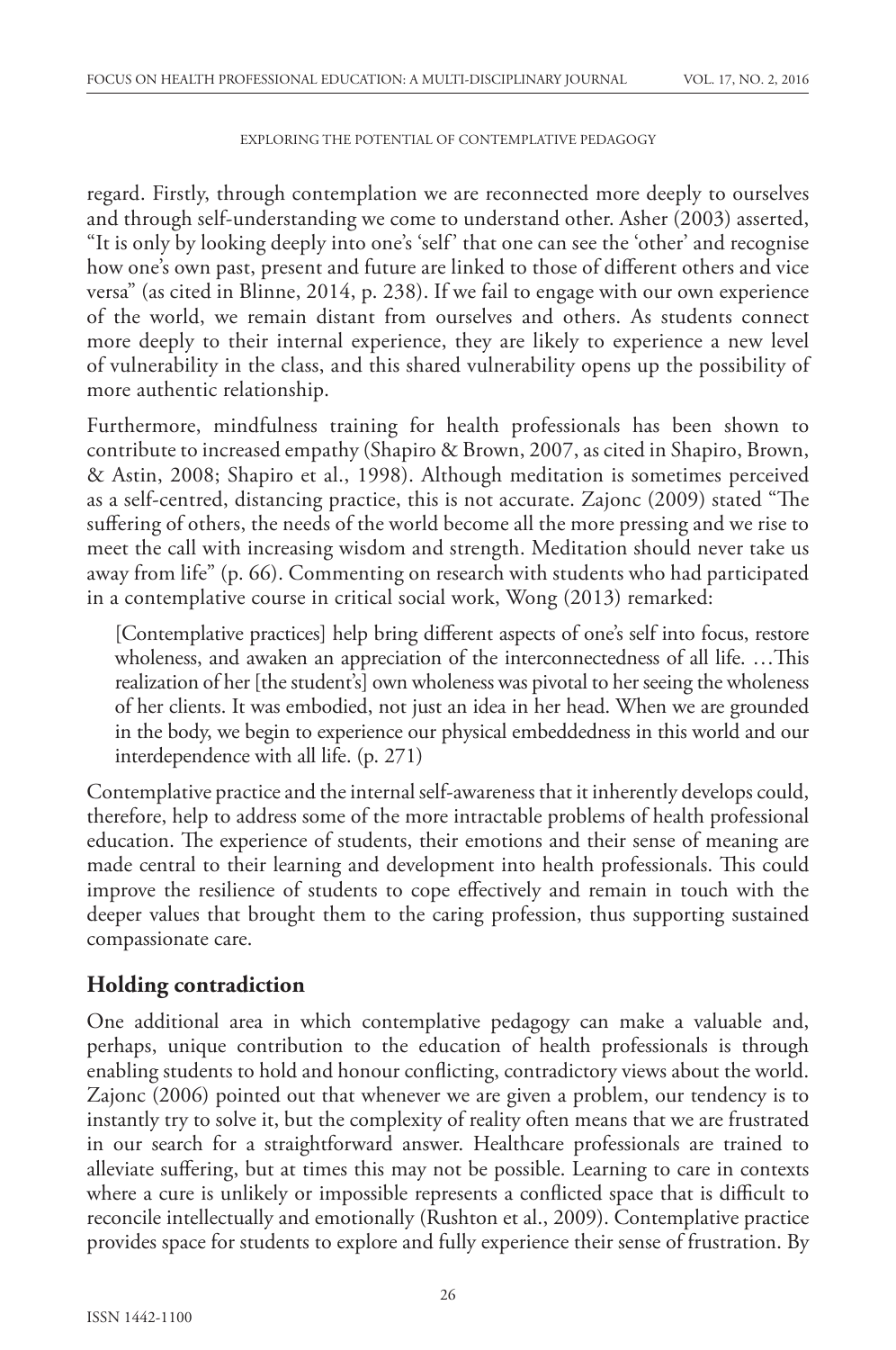regard. Firstly, through contemplation we are reconnected more deeply to ourselves and through self-understanding we come to understand other. Asher (2003) asserted, "It is only by looking deeply into one's 'self' that one can see the 'other' and recognise how one's own past, present and future are linked to those of different others and vice versa" (as cited in Blinne, 2014, p. 238). If we fail to engage with our own experience of the world, we remain distant from ourselves and others. As students connect more deeply to their internal experience, they are likely to experience a new level of vulnerability in the class, and this shared vulnerability opens up the possibility of more authentic relationship.

Furthermore, mindfulness training for health professionals has been shown to contribute to increased empathy (Shapiro & Brown, 2007, as cited in Shapiro, Brown, & Astin, 2008; Shapiro et al., 1998). Although meditation is sometimes perceived as a self-centred, distancing practice, this is not accurate. Zajonc (2009) stated "The suffering of others, the needs of the world become all the more pressing and we rise to meet the call with increasing wisdom and strength. Meditation should never take us away from life" (p. 66). Commenting on research with students who had participated in a contemplative course in critical social work, Wong (2013) remarked:

> [Contemplative practices] help bring different aspects of one's self into focus, restore wholeness, and awaken an appreciation of the interconnectedness of all life. …This realization of her [the student's] own wholeness was pivotal to her seeing the wholeness of her clients. It was embodied, not just an idea in her head. When we are grounded in the body, we begin to experience our physical embeddedness in this world and our interdependence with all life. (p. 271)

Contemplative practice and the internal self-awareness that it inherently develops could, therefore, help to address some of the more intractable problems of health professional education. The experience of students, their emotions and their sense of meaning are made central to their learning and development into health professionals. This could improve the resilience of students to cope effectively and remain in touch with the deeper values that brought them to the caring profession, thus supporting sustained compassionate care.

## Holding contradiction

One additional area in which contemplative pedagogy can make a valuable and, perhaps, unique contribution to the education of health professionals is through enabling students to hold and honour conflicting, contradictory views about the world. Zajonc (2006) pointed out that whenever we are given a problem, our tendency is to instantly try to solve it, but the complexity of reality often means that we are frustrated in our search for a straightforward answer. Healthcare professionals are trained to alleviate suffering, but at times this may not be possible. Learning to care in contexts where a cure is unlikely or impossible represents a conflicted space that is difficult to reconcile intellectually and emotionally (Rushton et al., 2009). Contemplative practice provides space for students to explore and fully experience their sense of frustration. By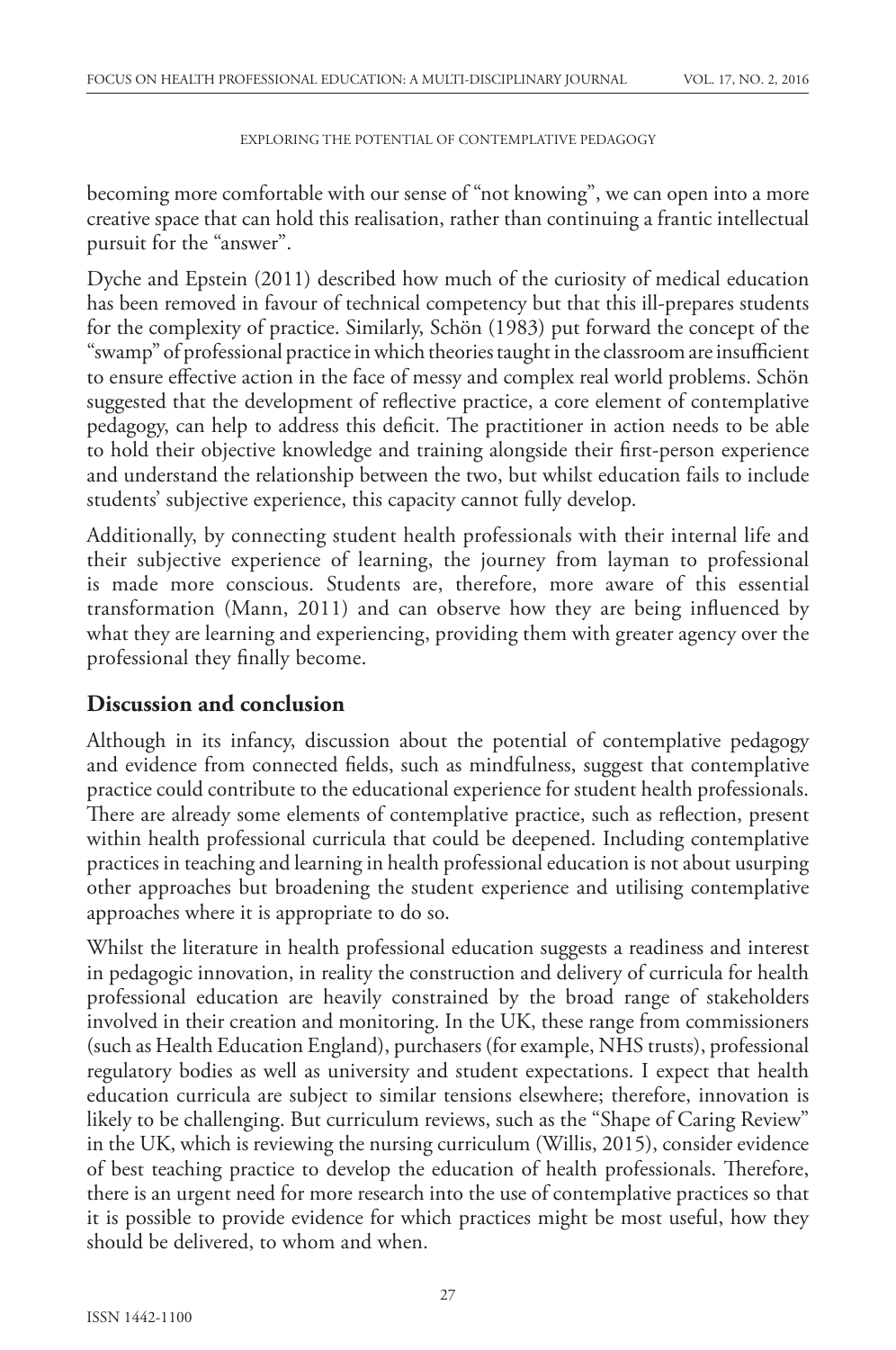becoming more comfortable with our sense of "not knowing", we can open into a more creative space that can hold this realisation, rather than continuing a frantic intellectual pursuit for the "answer".

Dyche and Epstein (2011) described how much of the curiosity of medical education has been removed in favour of technical competency but that this ill-prepares students for the complexity of practice. Similarly, Schön (1983) put forward the concept of the "swamp" of professional practice in which theories taught in the classroom are insufficient to ensure effective action in the face of messy and complex real world problems. Schön suggested that the development of reflective practice, a core element of contemplative pedagogy, can help to address this deficit. The practitioner in action needs to be able to hold their objective knowledge and training alongside their first-person experience and understand the relationship between the two, but whilst education fails to include students' subjective experience, this capacity cannot fully develop.

Additionally, by connecting student health professionals with their internal life and their subjective experience of learning, the journey from layman to professional is made more conscious. Students are, therefore, more aware of this essential transformation (Mann, 2011) and can observe how they are being influenced by what they are learning and experiencing, providing them with greater agency over the professional they finally become.

## Discussion and conclusion

Although in its infancy, discussion about the potential of contemplative pedagogy and evidence from connected fields, such as mindfulness, suggest that contemplative practice could contribute to the educational experience for student health professionals. There are already some elements of contemplative practice, such as reflection, present within health professional curricula that could be deepened. Including contemplative practices in teaching and learning in health professional education is not about usurping other approaches but broadening the student experience and utilising contemplative approaches where it is appropriate to do so.

Whilst the literature in health professional education suggests a readiness and interest in pedagogic innovation, in reality the construction and delivery of curricula for health professional education are heavily constrained by the broad range of stakeholders involved in their creation and monitoring. In the UK, these range from commissioners (such as Health Education England), purchasers (for example, NHS trusts), professional regulatory bodies as well as university and student expectations. I expect that health education curricula are subject to similar tensions elsewhere; therefore, innovation is likely to be challenging. But curriculum reviews, such as the "Shape of Caring Review" in the UK, which is reviewing the nursing curriculum (Willis, 2015), consider evidence of best teaching practice to develop the education of health professionals. Therefore, there is an urgent need for more research into the use of contemplative practices so that it is possible to provide evidence for which practices might be most useful, how they should be delivered, to whom and when.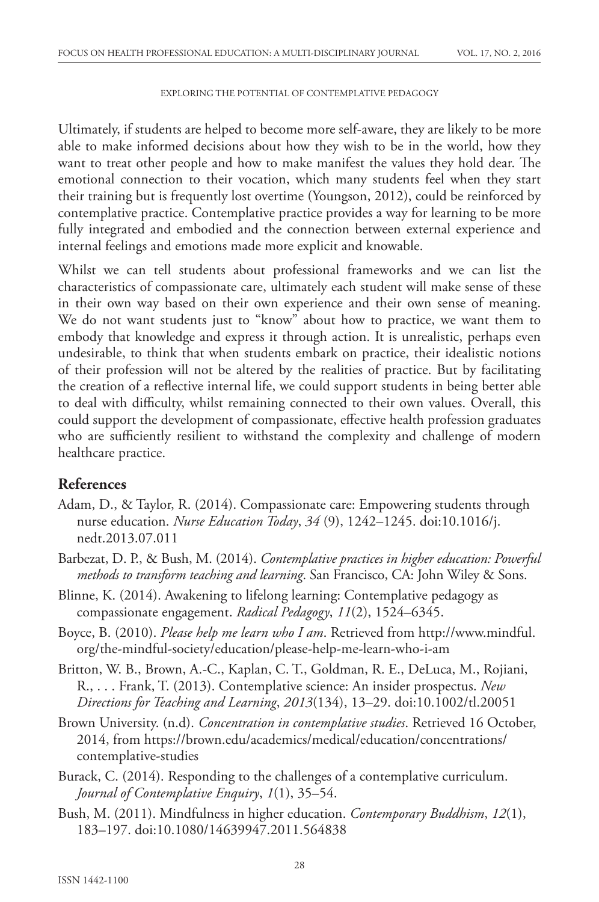Ultimately, if students are helped to become more self-aware, they are likely to be more able to make informed decisions about how they wish to be in the world, how they want to treat other people and how to make manifest the values they hold dear. The emotional connection to their vocation, which many students feel when they start their training but is frequently lost overtime (Youngson, 2012), could be reinforced by contemplative practice. Contemplative practice provides a way for learning to be more fully integrated and embodied and the connection between external experience and internal feelings and emotions made more explicit and knowable.

Whilst we can tell students about professional frameworks and we can list the characteristics of compassionate care, ultimately each student will make sense of these in their own way based on their own experience and their own sense of meaning. We do not want students just to "know" about how to practice, we want them to embody that knowledge and express it through action. It is unrealistic, perhaps even undesirable, to think that when students embark on practice, their idealistic notions of their profession will not be altered by the realities of practice. But by facilitating the creation of a reflective internal life, we could support students in being better able to deal with difficulty, whilst remaining connected to their own values. Overall, this could support the development of compassionate, effective health profession graduates who are sufficiently resilient to withstand the complexity and challenge of modern healthcare practice.

## References

Adam, D., & Taylor, R. (2014). Compassionate care: Empowering students through nurse education. *Nurse Education Today*, *34* (9), 1242–1245. doi:10.1016/j.nedt.2013.07.011

Barbezat, D. P., & Bush, M. (2014). *Contemplative practices in higher education: Powerful methods to transform teaching and learning*. San Francisco, CA: John Wiley & Sons.

Blinne, K. (2014). Awakening to lifelong learning: Contemplative pedagogy as compassionate engagement. *Radical Pedagogy*, *11*(2), 1524–6345.

Boyce, B. (2010). *Please help me learn who I am*. Retrieved from http://www.mindful.org/the-mindful-society/education/please-help-me-learn-who-i-am

Britton, W. B., Brown, A.-C., Kaplan, C. T., Goldman, R. E., DeLuca, M., Rojiani, R., . . . Frank, T. (2013). Contemplative science: An insider prospectus. *New Directions for Teaching and Learning*, *2013*(134), 13–29. doi:10.1002/tl.20051

Brown University. (n.d). *Concentration in contemplative studies*. Retrieved 16 October, 2014, from https://brown.edu/academics/medical/education/concentrations/contemplative-studies

Burack, C. (2014). Responding to the challenges of a contemplative curriculum. *Journal of Contemplative Enquiry*, *1*(1), 35–54.

Bush, M. (2011). Mindfulness in higher education. *Contemporary Buddhism*, *12*(1), 183–197. doi:10.1080/14639947.2011.564838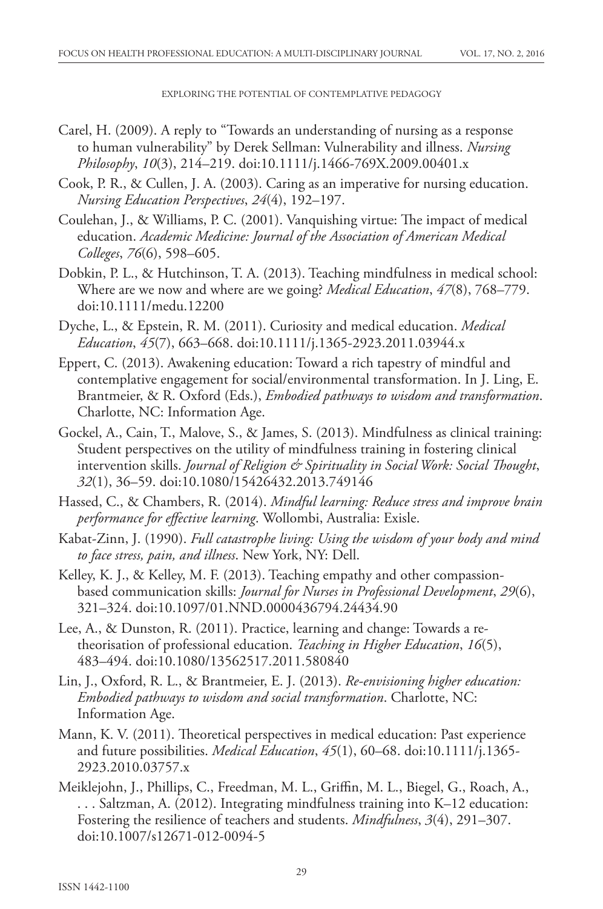Carel, H. (2009). A reply to "Towards an understanding of nursing as a response to human vulnerability" by Derek Sellman: Vulnerability and illness. *Nursing Philosophy*, *10*(3), 214–219. doi:10.1111/j.1466-769X.2009.00401.x

Cook, P. R., & Cullen, J. A. (2003). Caring as an imperative for nursing education. *Nursing Education Perspectives*, *24*(4), 192–197.

Coulehan, J., & Williams, P. C. (2001). Vanquishing virtue: The impact of medical education. *Academic Medicine: Journal of the Association of American Medical Colleges*, *76*(6), 598–605.

Dobkin, P. L., & Hutchinson, T. A. (2013). Teaching mindfulness in medical school: Where are we now and where are we going? *Medical Education*, *47*(8), 768–779. doi:10.1111/medu.12200

Dyche, L., & Epstein, R. M. (2011). Curiosity and medical education. *Medical Education*, *45*(7), 663–668. doi:10.1111/j.1365-2923.2011.03944.x

Eppert, C. (2013). Awakening education: Toward a rich tapestry of mindful and contemplative engagement for social/environmental transformation. In J. Ling, E. Brantmeier, & R. Oxford (Eds.), *Embodied pathways to wisdom and transformation*. Charlotte, NC: Information Age.

Gockel, A., Cain, T., Malove, S., & James, S. (2013). Mindfulness as clinical training: Student perspectives on the utility of mindfulness training in fostering clinical intervention skills. *Journal of Religion & Spirituality in Social Work: Social Thought*, *32*(1), 36–59. doi:10.1080/15426432.2013.749146

Hassed, C., & Chambers, R. (2014). *Mindful learning: Reduce stress and improve brain performance for effective learning*. Wollombi, Australia: Exisle.

Kabat-Zinn, J. (1990). *Full catastrophe living: Using the wisdom of your body and mind to face stress, pain, and illness*. New York, NY: Dell.

Kelley, K. J., & Kelley, M. F. (2013). Teaching empathy and other compassion-based communication skills: *Journal for Nurses in Professional Development*, *29*(6), 321–324. doi:10.1097/01.NND.0000436794.24434.90

Lee, A., & Dunston, R. (2011). Practice, learning and change: Towards a re-theorisation of professional education. *Teaching in Higher Education*, *16*(5), 483–494. doi:10.1080/13562517.2011.580840

Lin, J., Oxford, R. L., & Brantmeier, E. J. (2013). *Re-envisioning higher education: Embodied pathways to wisdom and social transformation*. Charlotte, NC: Information Age.

Mann, K. V. (2011). Theoretical perspectives in medical education: Past experience and future possibilities. *Medical Education*, *45*(1), 60–68. doi:10.1111/j.1365-2923.2010.03757.x

Meiklejohn, J., Phillips, C., Freedman, M. L., Griffin, M. L., Biegel, G., Roach, A., . . . Saltzman, A. (2012). Integrating mindfulness training into K–12 education: Fostering the resilience of teachers and students. *Mindfulness*, *3*(4), 291–307. doi:10.1007/s12671-012-0094-5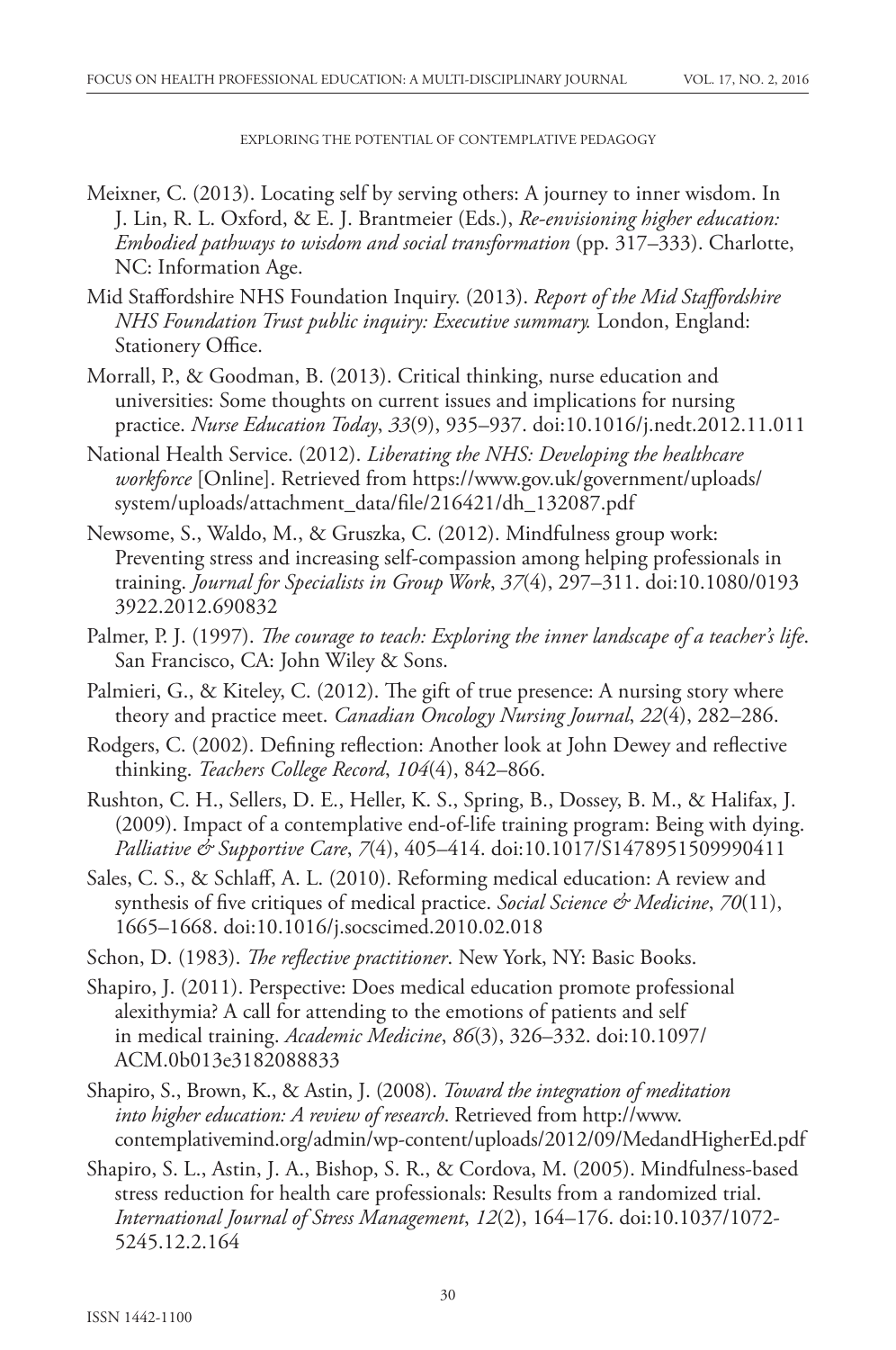Meixner, C. (2013). Locating self by serving others: A journey to inner wisdom. In J. Lin, R. L. Oxford, & E. J. Brantmeier (Eds.), *Re-envisioning higher education: Embodied pathways to wisdom and social transformation* (pp. 317–333). Charlotte, NC: Information Age.

Mid Staffordshire NHS Foundation Inquiry. (2013). *Report of the Mid Staffordshire NHS Foundation Trust public inquiry: Executive summary.* London, England: Stationery Office.

Morrall, P., & Goodman, B. (2013). Critical thinking, nurse education and universities: Some thoughts on current issues and implications for nursing practice. *Nurse Education Today*, *33*(9), 935–937. doi:10.1016/j.nedt.2012.11.011

National Health Service. (2012). *Liberating the NHS: Developing the healthcare workforce* [Online]. Retrieved from https://www.gov.uk/government/uploads/system/uploads/attachment_data/file/216421/dh_132087.pdf

Newsome, S., Waldo, M., & Gruszka, C. (2012). Mindfulness group work: Preventing stress and increasing self-compassion among helping professionals in training. *Journal for Specialists in Group Work*, *37*(4), 297–311. doi:10.1080/01933922.2012.690832

Palmer, P. J. (1997). *The courage to teach: Exploring the inner landscape of a teacher's life*. San Francisco, CA: John Wiley & Sons.

Palmieri, G., & Kiteley, C. (2012). The gift of true presence: A nursing story where theory and practice meet. *Canadian Oncology Nursing Journal*, *22*(4), 282–286.

Rodgers, C. (2002). Defining reflection: Another look at John Dewey and reflective thinking. *Teachers College Record*, *104*(4), 842–866.

Rushton, C. H., Sellers, D. E., Heller, K. S., Spring, B., Dossey, B. M., & Halifax, J. (2009). Impact of a contemplative end-of-life training program: Being with dying. *Palliative & Supportive Care*, *7*(4), 405–414. doi:10.1017/S1478951509990411

Sales, C. S., & Schlaff, A. L. (2010). Reforming medical education: A review and synthesis of five critiques of medical practice. *Social Science & Medicine*, *70*(11), 1665–1668. doi:10.1016/j.socscimed.2010.02.018

Schon, D. (1983). *The reflective practitioner*. New York, NY: Basic Books.

Shapiro, J. (2011). Perspective: Does medical education promote professional alexithymia? A call for attending to the emotions of patients and self in medical training. *Academic Medicine*, *86*(3), 326–332. doi:10.1097/ACM.0b013e3182088833

Shapiro, S., Brown, K., & Astin, J. (2008). *Toward the integration of meditation into higher education: A review of research*. Retrieved from http://www.contemplativemind.org/admin/wp-content/uploads/2012/09/MedandHigherEd.pdf

Shapiro, S. L., Astin, J. A., Bishop, S. R., & Cordova, M. (2005). Mindfulness-based stress reduction for health care professionals: Results from a randomized trial. *International Journal of Stress Management*, *12*(2), 164–176. doi:10.1037/1072-5245.12.2.164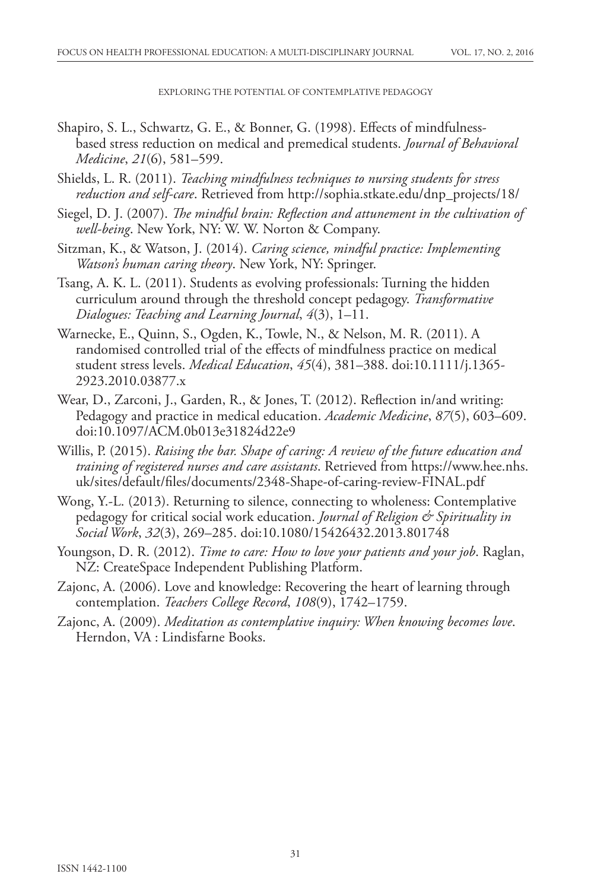Shapiro, S. L., Schwartz, G. E., & Bonner, G. (1998). Effects of mindfulness-based stress reduction on medical and premedical students. *Journal of Behavioral Medicine*, *21*(6), 581–599.

Shields, L. R. (2011). *Teaching mindfulness techniques to nursing students for stress reduction and self-care*. Retrieved from http://sophia.stkate.edu/dnp_projects/18/

Siegel, D. J. (2007). *The mindful brain: Reflection and attunement in the cultivation of well-being*. New York, NY: W. W. Norton & Company.

Sitzman, K., & Watson, J. (2014). *Caring science, mindful practice: Implementing Watson's human caring theory*. New York, NY: Springer.

Tsang, A. K. L. (2011). Students as evolving professionals: Turning the hidden curriculum around through the threshold concept pedagogy. *Transformative Dialogues: Teaching and Learning Journal*, *4*(3), 1–11.

Warnecke, E., Quinn, S., Ogden, K., Towle, N., & Nelson, M. R. (2011). A randomised controlled trial of the effects of mindfulness practice on medical student stress levels. *Medical Education*, *45*(4), 381–388. doi:10.1111/j.1365-2923.2010.03877.x

Wear, D., Zarconi, J., Garden, R., & Jones, T. (2012). Reflection in/and writing: Pedagogy and practice in medical education. *Academic Medicine*, *87*(5), 603–609. doi:10.1097/ACM.0b013e31824d22e9

Willis, P. (2015). *Raising the bar. Shape of caring: A review of the future education and training of registered nurses and care assistants*. Retrieved from https://www.hee.nhs.uk/sites/default/files/documents/2348-Shape-of-caring-review-FINAL.pdf

Wong, Y.-L. (2013). Returning to silence, connecting to wholeness: Contemplative pedagogy for critical social work education. *Journal of Religion & Spirituality in Social Work*, *32*(3), 269–285. doi:10.1080/15426432.2013.801748

Youngson, D. R. (2012). *Time to care: How to love your patients and your job*. Raglan, NZ: CreateSpace Independent Publishing Platform.

Zajonc, A. (2006). Love and knowledge: Recovering the heart of learning through contemplation. *Teachers College Record*, *108*(9), 1742–1759.

Zajonc, A. (2009). *Meditation as contemplative inquiry: When knowing becomes love*. Herndon, VA : Lindisfarne Books.